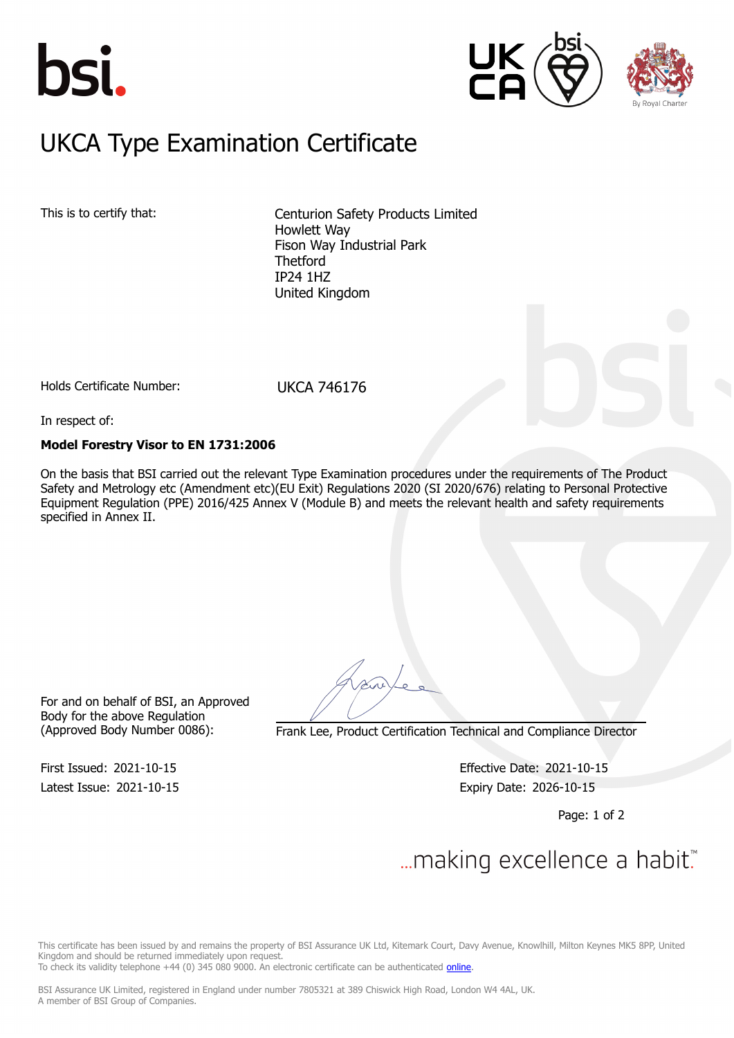# UKCA Type Examination Certificate

This is to certify that:

Centurion Safety Products Limited
Howlett Way
Fison Way Industrial Park
Thetford
IP24 1HZ
United Kingdom

Holds Certificate Number: UKCA 746176

In respect of:

**Model Forestry Visor to EN 1731:2006**

On the basis that BSI carried out the relevant Type Examination procedures under the requirements of The Product Safety and Metrology etc (Amendment etc)(EU Exit) Regulations 2020 (SI 2020/676) relating to Personal Protective Equipment Regulation (PPE) 2016/425 Annex V (Module B) and meets the relevant health and safety requirements specified in Annex II.

For and on behalf of BSI, an Approved Body for the above Regulation (Approved Body Number 0086):

Frank Lee, Product Certification Technical and Compliance Director

First Issued: 2021-10-15
Latest Issue: 2021-10-15

Effective Date: 2021-10-15
Expiry Date: 2026-10-15

...making excellence a habit.™

This certificate has been issued by and remains the property of BSI Assurance UK Ltd, Kitemark Court, Davy Avenue, Knowlhill, Milton Keynes MK5 8PP, United Kingdom and should be returned immediately upon request.
To check its validity telephone +44 (0) 345 080 9000. An electronic certificate can be authenticated online.

BSI Assurance UK Limited, registered in England under number 7805321 at 389 Chiswick High Road, London W4 4AL, UK.
A member of BSI Group of Companies.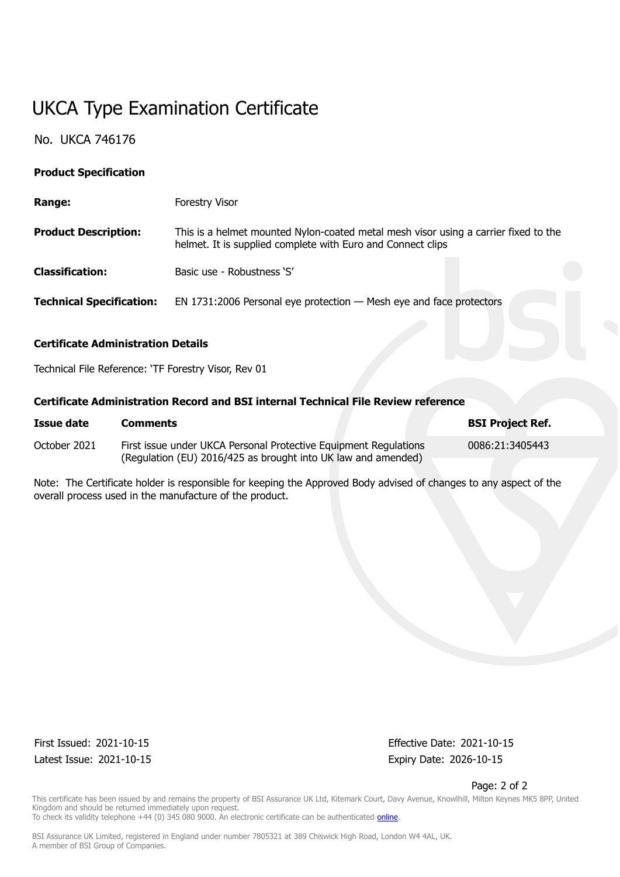# UKCA Type Examination Certificate

No. UKCA 746176

**Product Specification**

| | |
|---|---|
| **Range:** | Forestry Visor |
| **Product Description:** | This is a helmet mounted Nylon-coated metal mesh visor using a carrier fixed to the helmet. It is supplied complete with Euro and Connect clips |
| **Classification:** | Basic use - Robustness 'S' |
| **Technical Specification:** | EN 1731:2006 Personal eye protection — Mesh eye and face protectors |

**Certificate Administration Details**

Technical File Reference: 'TF Forestry Visor, Rev 01

**Certificate Administration Record and BSI internal Technical File Review reference**

| Issue date | Comments | BSI Project Ref. |
|---|---|---|
| October 2021 | First issue under UKCA Personal Protective Equipment Regulations (Regulation (EU) 2016/425 as brought into UK law and amended) | 0086:21:3405443 |

Note: The Certificate holder is responsible for keeping the Approved Body advised of changes to any aspect of the overall process used in the manufacture of the product.

First Issued: 2021-10-15
Latest Issue: 2021-10-15

Effective Date: 2021-10-15
Expiry Date: 2026-10-15

This certificate has been issued by and remains the property of BSI Assurance UK Ltd, Kitemark Court, Davy Avenue, Knowlhill, Milton Keynes MK5 8PP, United Kingdom and should be returned immediately upon request.
To check its validity telephone +44 (0) 345 080 9000. An electronic certificate can be authenticated online.

BSI Assurance UK Limited, registered in England under number 7805321 at 389 Chiswick High Road, London W4 4AL, UK.
A member of BSI Group of Companies.